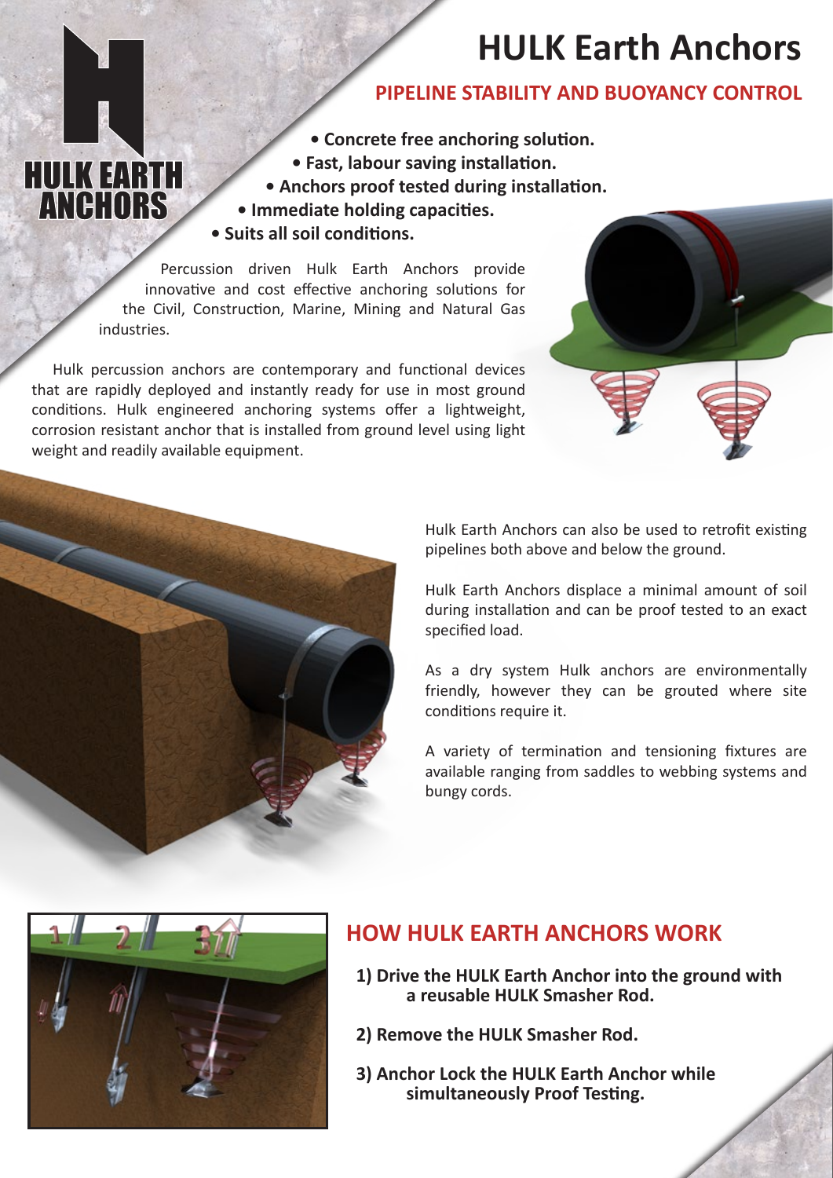# HULK Earth Anchors

## PIPELINE STABILITY AND BUOYANCY CONTROL

- **Concrete free anchoring solution.**
- **Fast, labour saving installation.**
- **Anchors proof tested during installation.**
- **Immediate holding capacities.**
- **Suits all soil conditions.**

Percussion driven Hulk Earth Anchors provide innovative and cost effective anchoring solutions for the Civil, Construction, Marine, Mining and Natural Gas industries.

Hulk percussion anchors are contemporary and functional devices that are rapidly deployed and instantly ready for use in most ground conditions. Hulk engineered anchoring systems offer a lightweight, corrosion resistant anchor that is installed from ground level using light weight and readily available equipment.

Hulk Earth Anchors can also be used to retrofit existing pipelines both above and below the ground.

Hulk Earth Anchors displace a minimal amount of soil during installation and can be proof tested to an exact specified load.

As a dry system Hulk anchors are environmentally friendly, however they can be grouted where site conditions require it.

A variety of termination and tensioning fixtures are available ranging from saddles to webbing systems and bungy cords.

## HOW HULK EARTH ANCHORS WORK

1. **Drive the HULK Earth Anchor into the ground with a reusable HULK Smasher Rod.**
2. **Remove the HULK Smasher Rod.**
3. **Anchor Lock the HULK Earth Anchor while simultaneously Proof Testing.**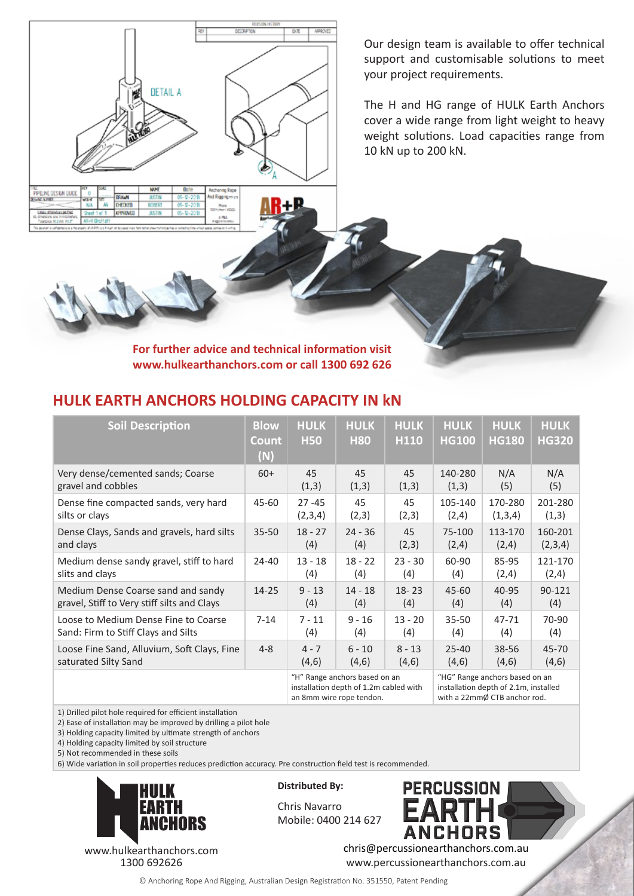Our design team is available to offer technical support and customisable solutions to meet your project requirements.

The H and HG range of HULK Earth Anchors cover a wide range from light weight to heavy weight solutions. Load capacities range from 10 kN up to 200 kN.

**For further advice and technical information visit www.hulkearthanchors.com or call 1300 692 626**

## HULK EARTH ANCHORS HOLDING CAPACITY IN kN

| Soil Description | Blow Count (N) | HULK H50 | HULK H80 | HULK H110 | HULK HG100 | HULK HG180 | HULK HG320 |
|---|---|---|---|---|---|---|---|
| Very dense/cemented sands; Coarse gravel and cobbles | 60+ | 45 (1,3) | 45 (1,3) | 45 (1,3) | 140-280 (1,3) | N/A (5) | N/A (5) |
| Dense fine compacted sands, very hard silts or clays | 45-60 | 27 -45 (2,3,4) | 45 (2,3) | 45 (2,3) | 105-140 (2,4) | 170-280 (1,3,4) | 201-280 (1,3) |
| Dense Clays, Sands and gravels, hard silts and clays | 35-50 | 18 - 27 (4) | 24 - 36 (4) | 45 (2,3) | 75-100 (2,4) | 113-170 (2,4) | 160-201 (2,3,4) |
| Medium dense sandy gravel, stiff to hard slits and clays | 24-40 | 13 - 18 (4) | 18 - 22 (4) | 23 - 30 (4) | 60-90 (4) | 85-95 (2,4) | 121-170 (2,4) |
| Medium Dense Coarse sand and sandy gravel, Stiff to Very stiff silts and Clays | 14-25 | 9 - 13 (4) | 14 - 18 (4) | 18- 23 (4) | 45-60 (4) | 40-95 (4) | 90-121 (4) |
| Loose to Medium Dense Fine to Coarse Sand: Firm to Stiff Clays and Silts | 7-14 | 7 - 11 (4) | 9 - 16 (4) | 13 - 20 (4) | 35-50 (4) | 47-71 (4) | 70-90 (4) |
| Loose Fine Sand, Alluvium, Soft Clays, Fine saturated Silty Sand | 4-8 | 4 - 7 (4,6) | 6 - 10 (4,6) | 8 - 13 (4,6) | 25-40 (4,6) | 38-56 (4,6) | 45-70 (4,6) |
| | | "H" Range anchors based on an installation depth of 1.2m cabled with an 8mm wire rope tendon. | | | "HG" Range anchors based on an installation depth of 2.1m, installed with a 22mmØ CTB anchor rod. | | |

1) Drilled pilot hole required for efficient installation
2) Ease of installation may be improved by drilling a pilot hole
3) Holding capacity limited by ultimate strength of anchors
4) Holding capacity limited by soil structure
5) Not recommended in these soils
6) Wide variation in soil properties reduces prediction accuracy. Pre construction field test is recommended.

HULK EARTH ANCHORS
www.hulkearthanchors.com
1300 692626

**Distributed By:**

Chris Navarro
Mobile: 0400 214 627

PERCUSSION EARTH ANCHORS
chris@percussionearthanchors.com.au
www.percussionearthanchors.com.au

© Anchoring Rope And Rigging, Australian Design Registration No. 351550, Patent Pending